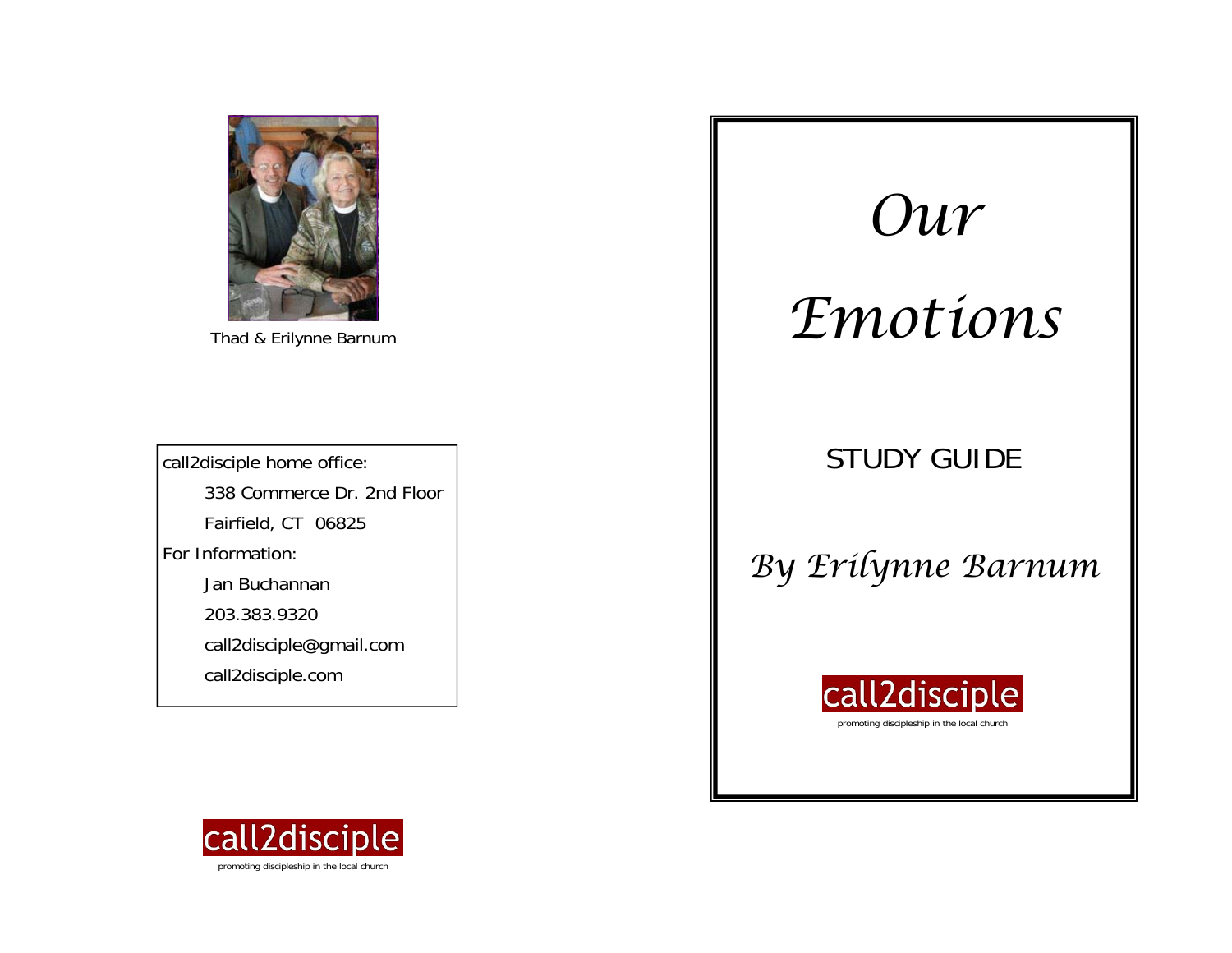Thad & Erilynne Barnum

call2disciple home office:

338 Commerce Dr. 2nd Floor

Fairfield, CT 06825

For Information:

Jan Buchannan

203.383.9320

call2disciple@gmail.com

call2disciple.com

call2disciple

promoting discipleship in the local church

# *Our Emotions*

## STUDY GUIDE

*By Erilynne Barnum*

call2disciple

promoting discipleship in the local church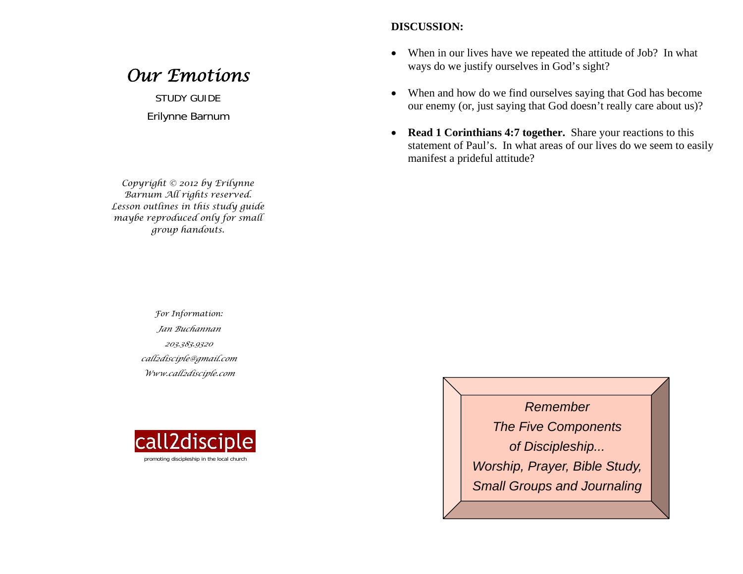# *Our Emotions*

STUDY GUIDE

Erilynne Barnum

*Copyright © 2012 by Erilynne Barnum All rights reserved. Lesson outlines in this study guide maybe reproduced only for small group handouts.*

*For Information:*

*Jan Buchannan*

*203.383.9320*

*call2disciple@gmail.com*

*Www.call2disciple.com*

call2disciple

promoting discipleship in the local church

**DISCUSSION:**

- When in our lives have we repeated the attitude of Job? In what ways do we justify ourselves in God's sight?
- When and how do we find ourselves saying that God has become our enemy (or, just saying that God doesn't really care about us)?
- **Read 1 Corinthians 4:7 together.** Share your reactions to this statement of Paul's. In what areas of our lives do we seem to easily manifest a prideful attitude?

*Remember*
*The Five Components*
*of Discipleship...*
*Worship, Prayer, Bible Study,*
*Small Groups and Journaling*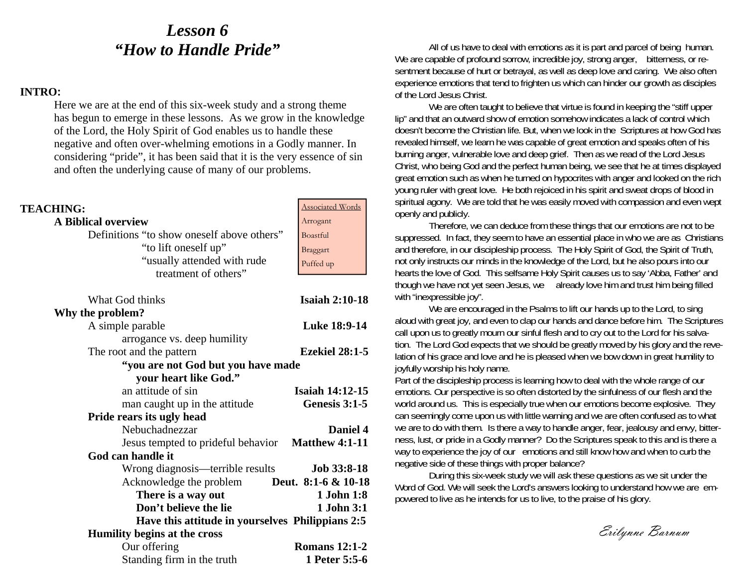# *Lesson 6*
# *"How to Handle Pride"*

**INTRO:**

Here we are at the end of this six-week study and a strong theme has begun to emerge in these lessons. As we grow in the knowledge of the Lord, the Holy Spirit of God enables us to handle these negative and often over-whelming emotions in a Godly manner. In considering "pride", it has been said that it is the very essence of sin and often the underlying cause of many of our problems.

**TEACHING:**

**A Biblical overview**

Definitions "to show oneself above others"
"to lift oneself up"
"usually attended with rude treatment of others"

Associated Words
- Arrogant
- Boastful
- Braggart
- Puffed up

What God thinks — **Isaiah 2:10-18**

**Why the problem?**

A simple parable — **Luke 18:9-14**
arrogance vs. deep humility

The root and the pattern — **Ezekiel 28:1-5**
**"you are not God but you have made your heart like God."**
an attitude of sin — **Isaiah 14:12-15**
man caught up in the attitude — **Genesis 3:1-5**

**Pride rears its ugly head**

Nebuchadnezzar — **Daniel 4**
Jesus tempted to prideful behavior — **Matthew 4:1-11**

**God can handle it**

Wrong diagnosis—terrible results — **Job 33:8-18**
Acknowledge the problem — **Deut. 8:1-6 & 10-18**
**There is a way out** — **1 John 1:8**
**Don't believe the lie** — **1 John 3:1**
**Have this attitude in yourselves** — **Philippians 2:5**

**Humility begins at the cross**

Our offering — **Romans 12:1-2**
Standing firm in the truth — **1 Peter 5:5-6**

All of us have to deal with emotions as it is part and parcel of being human. We are capable of profound sorrow, incredible joy, strong anger, bitterness, or resentment because of hurt or betrayal, as well as deep love and caring. We also often experience emotions that tend to frighten us which can hinder our growth as disciples of the Lord Jesus Christ.

We are often taught to believe that virtue is found in keeping the "stiff upper lip" and that an outward show of emotion somehow indicates a lack of control which doesn't become the Christian life. But, when we look in the Scriptures at how God has revealed himself, we learn he was capable of great emotion and speaks often of his burning anger, vulnerable love and deep grief. Then as we read of the Lord Jesus Christ, who being God and the perfect human being, we see that he at times displayed great emotion such as when he turned on hypocrites with anger and looked on the rich young ruler with great love. He both rejoiced in his spirit and sweat drops of blood in spiritual agony. We are told that he was easily moved with compassion and even wept openly and publicly.

Therefore, we can deduce from these things that our emotions are not to be suppressed. In fact, they seem to have an essential place in who we are as Christians and therefore, in our discipleship process. The Holy Spirit of God, the Spirit of Truth, not only instructs our minds in the knowledge of the Lord, but he also pours into our hearts the love of God. This selfsame Holy Spirit causes us to say 'Abba, Father' and though we have not yet seen Jesus, we already love him and trust him being filled with "inexpressible joy".

We are encouraged in the Psalms to lift our hands up to the Lord, to sing aloud with great joy, and even to clap our hands and dance before him. The Scriptures call upon us to greatly mourn our sinful flesh and to cry out to the Lord for his salvation. The Lord God expects that we should be greatly moved by his glory and the revelation of his grace and love and he is pleased when we bow down in great humility to joyfully worship his holy name.

Part of the discipleship process is learning how to deal with the whole range of our emotions. Our perspective is so often distorted by the sinfulness of our flesh and the world around us. This is especially true when our emotions become explosive. They can seemingly come upon us with little warning and we are often confused as to what we are to do with them. Is there a way to handle anger, fear, jealousy and envy, bitterness, lust, or pride in a Godly manner? Do the Scriptures speak to this and is there a way to experience the joy of our emotions and still know how and when to curb the negative side of these things with proper balance?

During this six-week study we will ask these questions as we sit under the Word of God. We will seek the Lord's answers looking to understand how we are empowered to live as he intends for us to live, to the praise of his glory.

*Erilynne Barnum*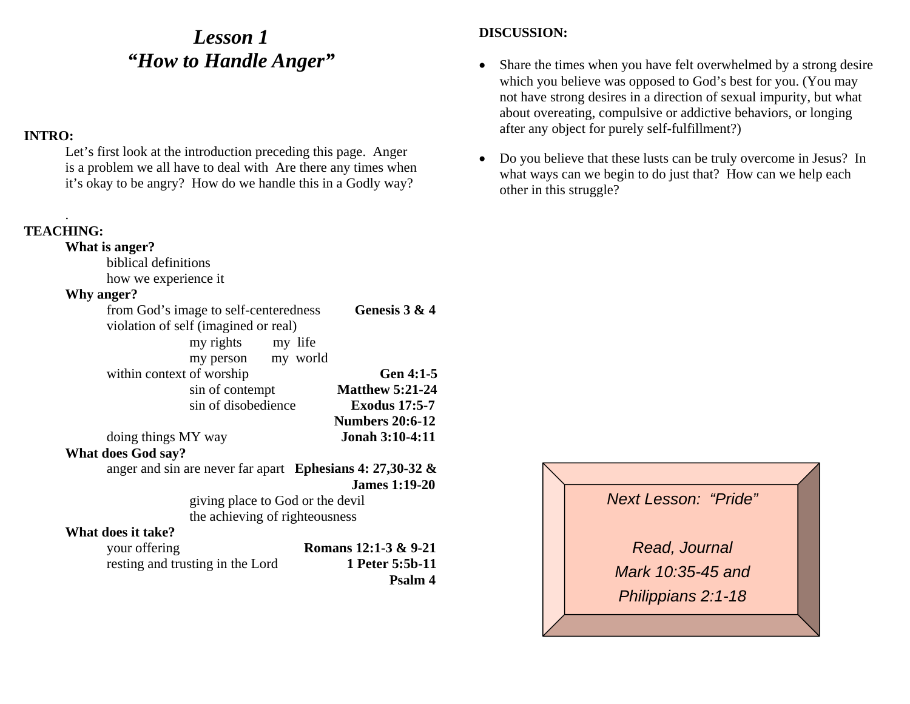# *Lesson 1*
# *"How to Handle Anger"*

**INTRO:**

Let's first look at the introduction preceding this page. Anger is a problem we all have to deal with Are there any times when it's okay to be angry? How do we handle this in a Godly way?

.

**TEACHING:**

**What is anger?**

- biblical definitions
- how we experience it

**Why anger?**

- from God's image to self-centeredness **Genesis 3 & 4**
- violation of self (imagined or real)
  - my rights my life
  - my person my world
- within context of worship **Gen 4:1-5**
  - sin of contempt **Matthew 5:21-24**
  - sin of disobedience **Exodus 17:5-7**, **Numbers 20:6-12**
- doing things MY way **Jonah 3:10-4:11**

**What does God say?**

- anger and sin are never far apart **Ephesians 4: 27,30-32 & James 1:19-20**
  - giving place to God or the devil
  - the achieving of righteousness

**What does it take?**

- your offering **Romans 12:1-3 & 9-21**
- resting and trusting in the Lord **1 Peter 5:5b-11**, **Psalm 4**

**DISCUSSION:**

- Share the times when you have felt overwhelmed by a strong desire which you believe was opposed to God's best for you. (You may not have strong desires in a direction of sexual impurity, but what about overeating, compulsive or addictive behaviors, or longing after any object for purely self-fulfillment?)
- Do you believe that these lusts can be truly overcome in Jesus? In what ways can we begin to do just that? How can we help each other in this struggle?

*Next Lesson: "Pride"*

*Read, Journal*
*Mark 10:35-45 and*
*Philippians 2:1-18*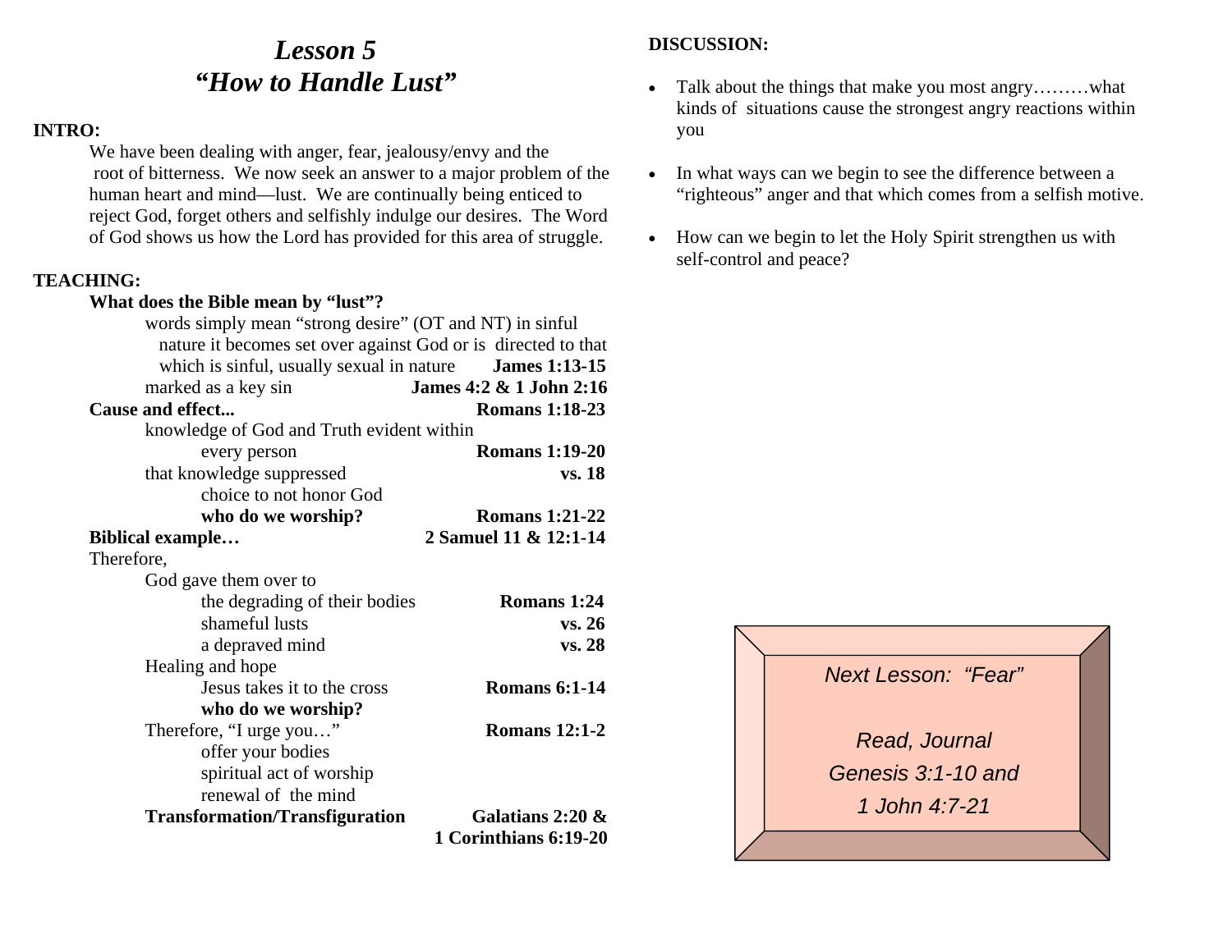# *Lesson 5*
# *"How to Handle Lust"*

**INTRO:**

We have been dealing with anger, fear, jealousy/envy and the root of bitterness. We now seek an answer to a major problem of the human heart and mind—lust. We are continually being enticed to reject God, forget others and selfishly indulge our desires. The Word of God shows us how the Lord has provided for this area of struggle.

**TEACHING:**

**What does the Bible mean by "lust"?**

- words simply mean "strong desire" (OT and NT) in sinful nature it becomes set over against God or is directed to that which is sinful, usually sexual in nature — **James 1:13-15**
- marked as a key sin — **James 4:2 & 1 John 2:16**

**Cause and effect...** — **Romans 1:18-23**

- knowledge of God and Truth evident within
  - every person — **Romans 1:19-20**
- that knowledge suppressed — **vs. 18**
  - choice to not honor God
  - **who do we worship?** — **Romans 1:21-22**

**Biblical example…** — **2 Samuel 11 & 12:1-14**

Therefore,

- God gave them over to
  - the degrading of their bodies — **Romans 1:24**
  - shameful lusts — **vs. 26**
  - a depraved mind — **vs. 28**
- Healing and hope
  - Jesus takes it to the cross — **Romans 6:1-14**
  - **who do we worship?**
- Therefore, "I urge you…" — **Romans 12:1-2**
  - offer your bodies
  - spiritual act of worship
  - renewal of the mind
- **Transformation/Transfiguration** — **Galatians 2:20 & 1 Corinthians 6:19-20**

**DISCUSSION:**

- Talk about the things that make you most angry………what kinds of situations cause the strongest angry reactions within you
- In what ways can we begin to see the difference between a "righteous" anger and that which comes from a selfish motive.
- How can we begin to let the Holy Spirit strengthen us with self-control and peace?

*Next Lesson: "Fear"*

*Read, Journal*
*Genesis 3:1-10 and*
*1 John 4:7-21*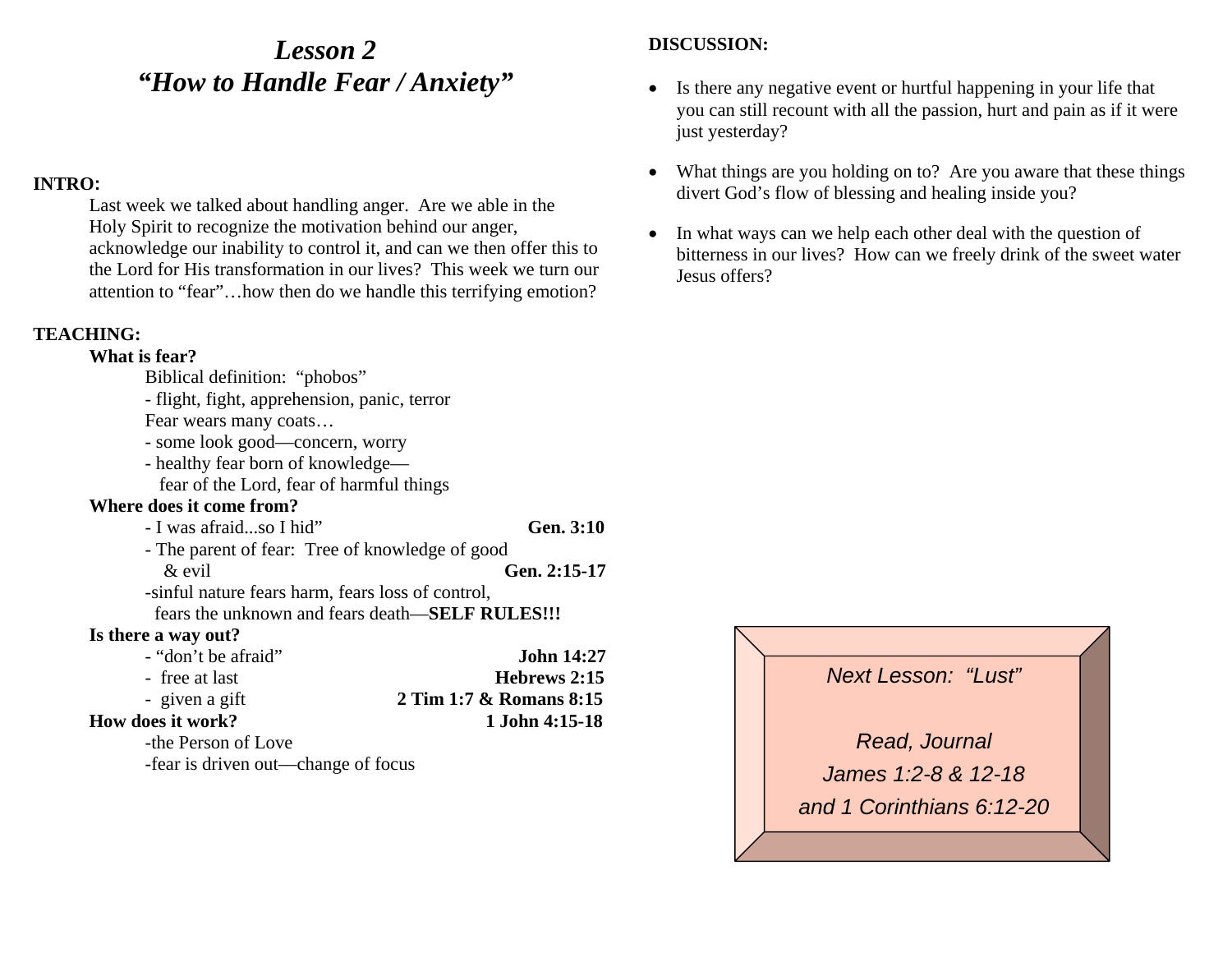# *Lesson 2*
# *"How to Handle Fear / Anxiety"*

**INTRO:**

Last week we talked about handling anger. Are we able in the Holy Spirit to recognize the motivation behind our anger, acknowledge our inability to control it, and can we then offer this to the Lord for His transformation in our lives? This week we turn our attention to "fear"…how then do we handle this terrifying emotion?

**TEACHING:**

**What is fear?**

Biblical definition: "phobos"
- flight, fight, apprehension, panic, terror

Fear wears many coats…
- some look good—concern, worry
- healthy fear born of knowledge—
  fear of the Lord, fear of harmful things

**Where does it come from?**

- I was afraid...so I hid" **Gen. 3:10**
- The parent of fear: Tree of knowledge of good & evil **Gen. 2:15-17**
- sinful nature fears harm, fears loss of control, fears the unknown and fears death—**SELF RULES!!!**

**Is there a way out?**

- "don't be afraid" **John 14:27**
- free at last **Hebrews 2:15**
- given a gift **2 Tim 1:7 & Romans 8:15**

**How does it work?** **1 John 4:15-18**

- the Person of Love
- fear is driven out—change of focus

**DISCUSSION:**

- Is there any negative event or hurtful happening in your life that you can still recount with all the passion, hurt and pain as if it were just yesterday?
- What things are you holding on to? Are you aware that these things divert God's flow of blessing and healing inside you?
- In what ways can we help each other deal with the question of bitterness in our lives? How can we freely drink of the sweet water Jesus offers?

*Next Lesson: "Lust"*

*Read, Journal*
*James 1:2-8 & 12-18*
*and 1 Corinthians 6:12-20*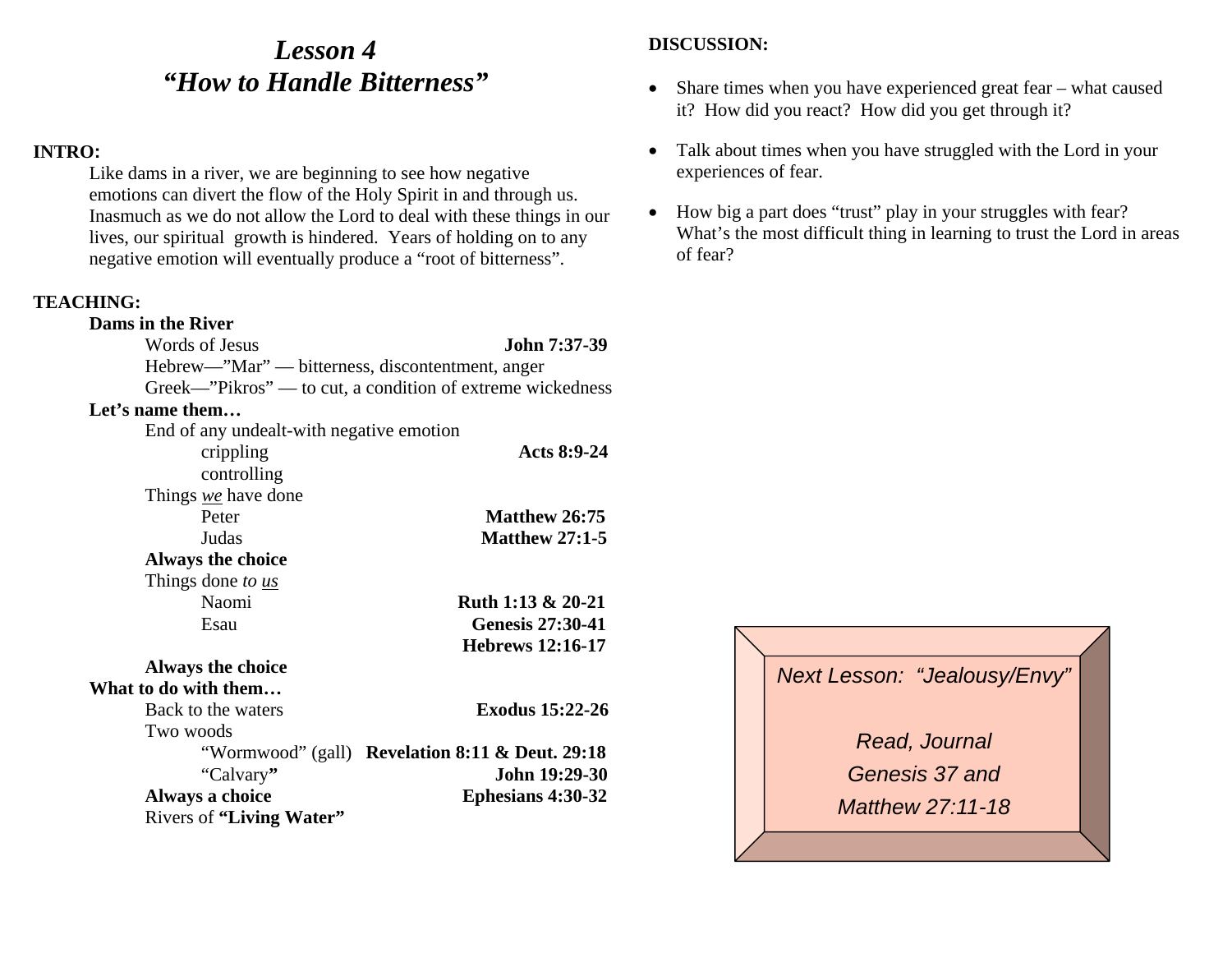# *Lesson 4*
# *"How to Handle Bitterness"*

**INTRO:**

Like dams in a river, we are beginning to see how negative emotions can divert the flow of the Holy Spirit in and through us. Inasmuch as we do not allow the Lord to deal with these things in our lives, our spiritual growth is hindered. Years of holding on to any negative emotion will eventually produce a "root of bitterness".

**TEACHING:**

**Dams in the River**

- Words of Jesus — **John 7:37-39**
- Hebrew—"Mar" — bitterness, discontentment, anger
- Greek—"Pikros" — to cut, a condition of extreme wickedness

**Let's name them…**

- End of any undealt-with negative emotion
  - crippling — **Acts 8:9-24**
  - controlling
- Things *we* have done
  - Peter — **Matthew 26:75**
  - Judas — **Matthew 27:1-5**
- **Always the choice**
- Things done *to us*
  - Naomi — **Ruth 1:13 & 20-21**
  - Esau — **Genesis 27:30-41**, **Hebrews 12:16-17**
- **Always the choice**

**What to do with them…**

- Back to the waters — **Exodus 15:22-26**
- Two woods
  - "Wormwood" (gall) — **Revelation 8:11 & Deut. 29:18**
  - "Calvary**"** — **John 19:29-30**
- **Always a choice** — **Ephesians 4:30-32**
- Rivers of **"Living Water"**

**DISCUSSION:**

- Share times when you have experienced great fear – what caused it? How did you react? How did you get through it?
- Talk about times when you have struggled with the Lord in your experiences of fear.
- How big a part does "trust" play in your struggles with fear? What's the most difficult thing in learning to trust the Lord in areas of fear?

*Next Lesson: "Jealousy/Envy"*

*Read, Journal*
*Genesis 37 and*
*Matthew 27:11-18*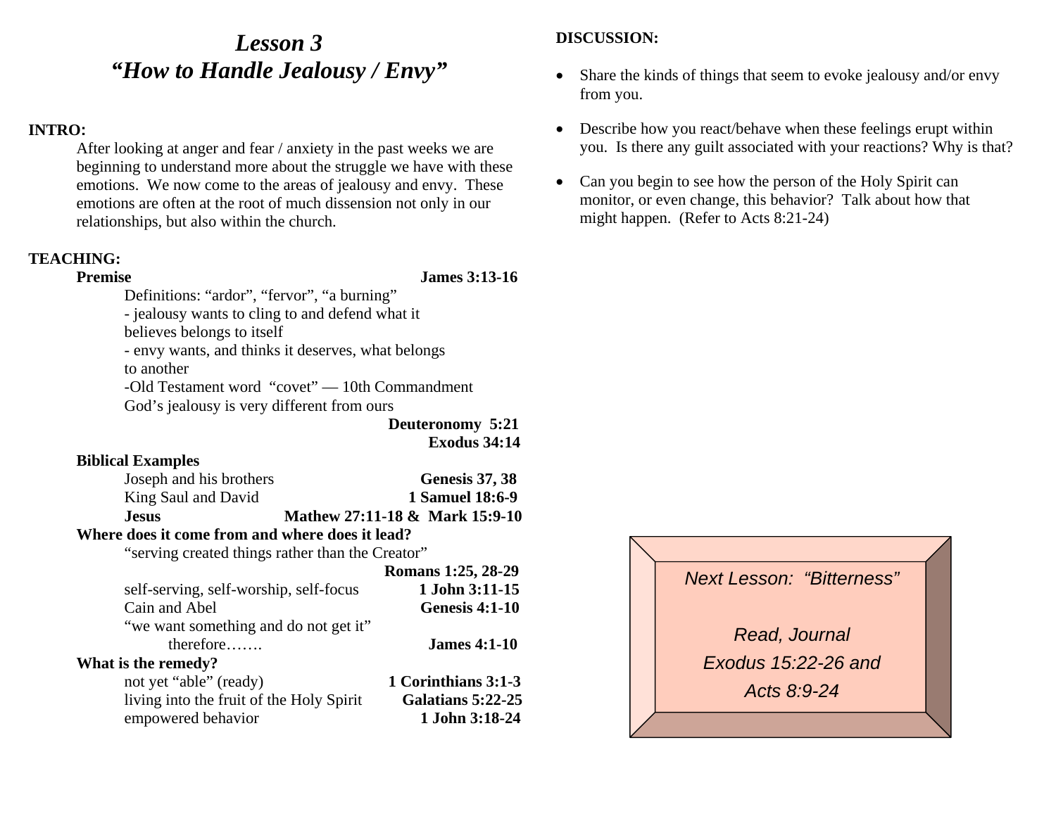# *Lesson 3*
# *"How to Handle Jealousy / Envy"*

**INTRO:**

After looking at anger and fear / anxiety in the past weeks we are beginning to understand more about the struggle we have with these emotions. We now come to the areas of jealousy and envy. These emotions are often at the root of much dissension not only in our relationships, but also within the church.

**TEACHING:**

**Premise** — **James 3:13-16**

Definitions: "ardor", "fervor", "a burning"
- jealousy wants to cling to and defend what it believes belongs to itself
- envy wants, and thinks it deserves, what belongs to another
-Old Testament word "covet" — 10th Commandment
God's jealousy is very different from ours

**Deuteronomy 5:21**
**Exodus 34:14**

**Biblical Examples**

| | |
|---|---|
| Joseph and his brothers | **Genesis 37, 38** |
| King Saul and David | **1 Samuel 18:6-9** |
| **Jesus** | **Mathew 27:11-18 & Mark 15:9-10** |

**Where does it come from and where does it lead?**

| | |
|---|---|
| "serving created things rather than the Creator" | **Romans 1:25, 28-29** |
| self-serving, self-worship, self-focus | **1 John 3:11-15** |
| Cain and Abel | **Genesis 4:1-10** |
| "we want something and do not get it" therefore……. | **James 4:1-10** |

**What is the remedy?**

| | |
|---|---|
| not yet "able" (ready) | **1 Corinthians 3:1-3** |
| living into the fruit of the Holy Spirit | **Galatians 5:22-25** |
| empowered behavior | **1 John 3:18-24** |

**DISCUSSION:**

- Share the kinds of things that seem to evoke jealousy and/or envy from you.
- Describe how you react/behave when these feelings erupt within you. Is there any guilt associated with your reactions? Why is that?
- Can you begin to see how the person of the Holy Spirit can monitor, or even change, this behavior? Talk about how that might happen. (Refer to Acts 8:21-24)

*Next Lesson: "Bitterness"*

*Read, Journal*
*Exodus 15:22-26 and*
*Acts 8:9-24*